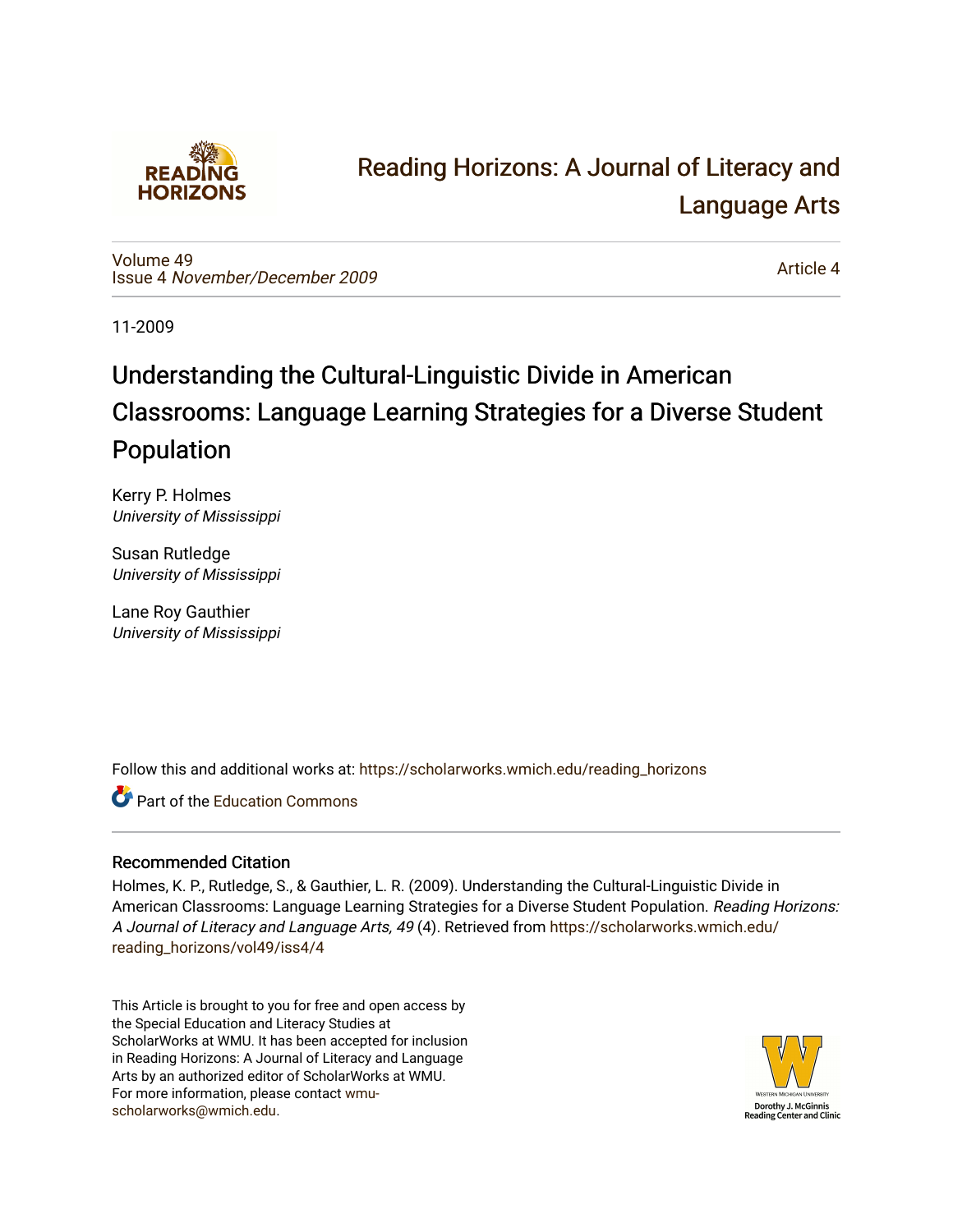Reading Horizons: A Journal of Literacy and Language Arts

Volume 49
Issue 4 *November/December 2009*

Article 4

11-2009

# Understanding the Cultural-Linguistic Divide in American Classrooms: Language Learning Strategies for a Diverse Student Population

Kerry P. Holmes
*University of Mississippi*

Susan Rutledge
*University of Mississippi*

Lane Roy Gauthier
*University of Mississippi*

Follow this and additional works at: https://scholarworks.wmich.edu/reading_horizons

Part of the Education Commons

## Recommended Citation

Holmes, K. P., Rutledge, S., & Gauthier, L. R. (2009). Understanding the Cultural-Linguistic Divide in American Classrooms: Language Learning Strategies for a Diverse Student Population. *Reading Horizons: A Journal of Literacy and Language Arts, 49* (4). Retrieved from https://scholarworks.wmich.edu/reading_horizons/vol49/iss4/4

This Article is brought to you for free and open access by the Special Education and Literacy Studies at ScholarWorks at WMU. It has been accepted for inclusion in Reading Horizons: A Journal of Literacy and Language Arts by an authorized editor of ScholarWorks at WMU. For more information, please contact wmu-scholarworks@wmich.edu.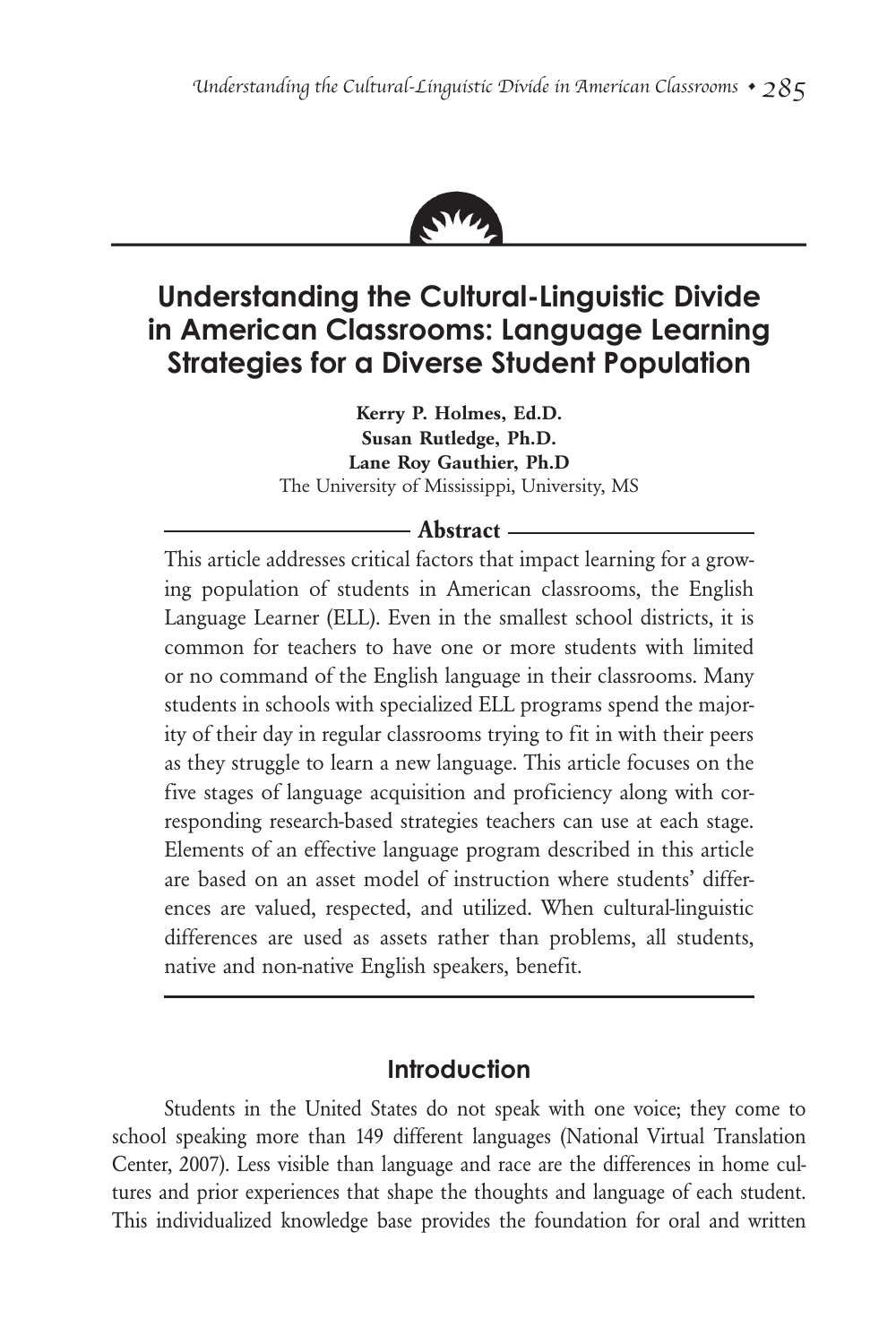# Understanding the Cultural-Linguistic Divide in American Classrooms: Language Learning Strategies for a Diverse Student Population

**Kerry P. Holmes, Ed.D.**
**Susan Rutledge, Ph.D.**
**Lane Roy Gauthier, Ph.D**
The University of Mississippi, University, MS

**Abstract**

This article addresses critical factors that impact learning for a growing population of students in American classrooms, the English Language Learner (ELL). Even in the smallest school districts, it is common for teachers to have one or more students with limited or no command of the English language in their classrooms. Many students in schools with specialized ELL programs spend the majority of their day in regular classrooms trying to fit in with their peers as they struggle to learn a new language. This article focuses on the five stages of language acquisition and proficiency along with corresponding research-based strategies teachers can use at each stage. Elements of an effective language program described in this article are based on an asset model of instruction where students' differences are valued, respected, and utilized. When cultural-linguistic differences are used as assets rather than problems, all students, native and non-native English speakers, benefit.

## Introduction

Students in the United States do not speak with one voice; they come to school speaking more than 149 different languages (National Virtual Translation Center, 2007). Less visible than language and race are the differences in home cultures and prior experiences that shape the thoughts and language of each student. This individualized knowledge base provides the foundation for oral and written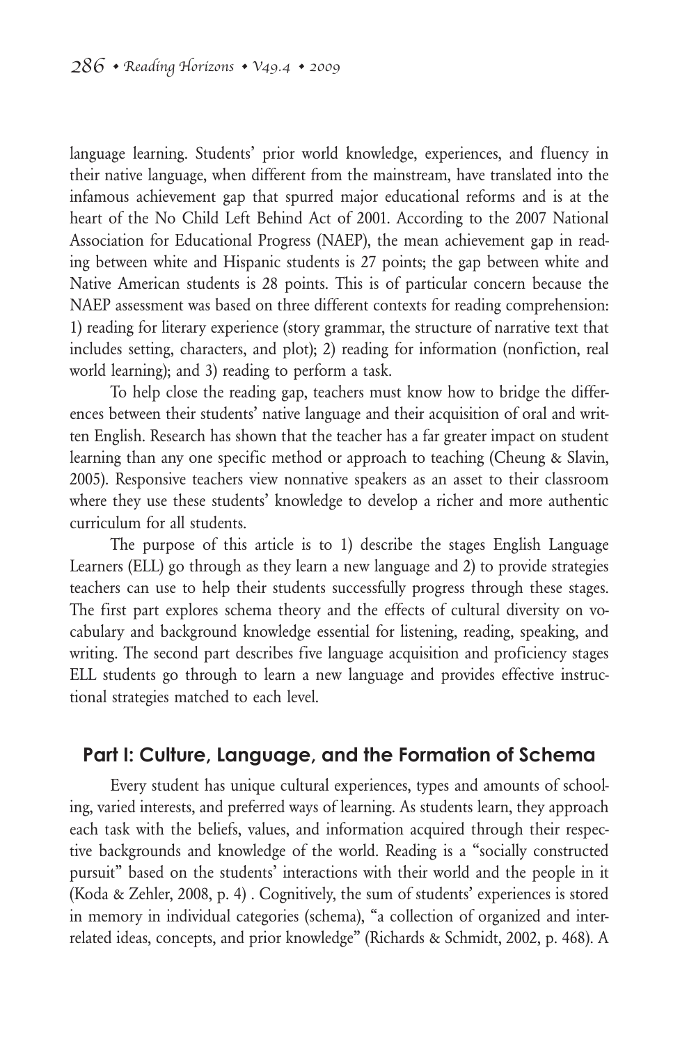language learning. Students' prior world knowledge, experiences, and fluency in their native language, when different from the mainstream, have translated into the infamous achievement gap that spurred major educational reforms and is at the heart of the No Child Left Behind Act of 2001. According to the 2007 National Association for Educational Progress (NAEP), the mean achievement gap in reading between white and Hispanic students is 27 points; the gap between white and Native American students is 28 points. This is of particular concern because the NAEP assessment was based on three different contexts for reading comprehension: 1) reading for literary experience (story grammar, the structure of narrative text that includes setting, characters, and plot); 2) reading for information (nonfiction, real world learning); and 3) reading to perform a task.

To help close the reading gap, teachers must know how to bridge the differences between their students' native language and their acquisition of oral and written English. Research has shown that the teacher has a far greater impact on student learning than any one specific method or approach to teaching (Cheung & Slavin, 2005). Responsive teachers view nonnative speakers as an asset to their classroom where they use these students' knowledge to develop a richer and more authentic curriculum for all students.

The purpose of this article is to 1) describe the stages English Language Learners (ELL) go through as they learn a new language and 2) to provide strategies teachers can use to help their students successfully progress through these stages. The first part explores schema theory and the effects of cultural diversity on vocabulary and background knowledge essential for listening, reading, speaking, and writing. The second part describes five language acquisition and proficiency stages ELL students go through to learn a new language and provides effective instructional strategies matched to each level.

## Part I: Culture, Language, and the Formation of Schema

Every student has unique cultural experiences, types and amounts of schooling, varied interests, and preferred ways of learning. As students learn, they approach each task with the beliefs, values, and information acquired through their respective backgrounds and knowledge of the world. Reading is a "socially constructed pursuit" based on the students' interactions with their world and the people in it (Koda & Zehler, 2008, p. 4) . Cognitively, the sum of students' experiences is stored in memory in individual categories (schema), "a collection of organized and interrelated ideas, concepts, and prior knowledge" (Richards & Schmidt, 2002, p. 468). A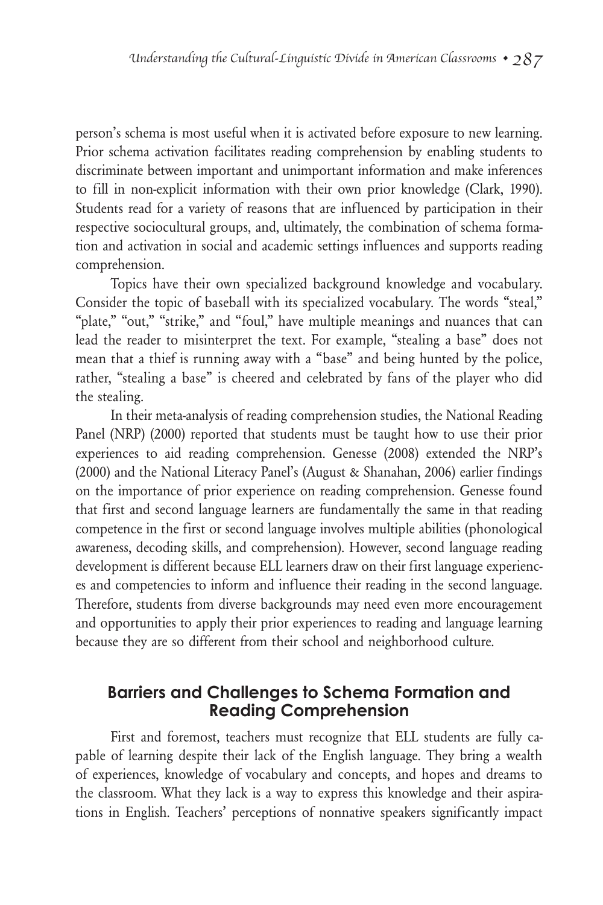person's schema is most useful when it is activated before exposure to new learning. Prior schema activation facilitates reading comprehension by enabling students to discriminate between important and unimportant information and make inferences to fill in non-explicit information with their own prior knowledge (Clark, 1990). Students read for a variety of reasons that are influenced by participation in their respective sociocultural groups, and, ultimately, the combination of schema formation and activation in social and academic settings influences and supports reading comprehension.

Topics have their own specialized background knowledge and vocabulary. Consider the topic of baseball with its specialized vocabulary. The words "steal," "plate," "out," "strike," and "foul," have multiple meanings and nuances that can lead the reader to misinterpret the text. For example, "stealing a base" does not mean that a thief is running away with a "base" and being hunted by the police, rather, "stealing a base" is cheered and celebrated by fans of the player who did the stealing.

In their meta-analysis of reading comprehension studies, the National Reading Panel (NRP) (2000) reported that students must be taught how to use their prior experiences to aid reading comprehension. Genesse (2008) extended the NRP's (2000) and the National Literacy Panel's (August & Shanahan, 2006) earlier findings on the importance of prior experience on reading comprehension. Genesse found that first and second language learners are fundamentally the same in that reading competence in the first or second language involves multiple abilities (phonological awareness, decoding skills, and comprehension). However, second language reading development is different because ELL learners draw on their first language experiences and competencies to inform and influence their reading in the second language. Therefore, students from diverse backgrounds may need even more encouragement and opportunities to apply their prior experiences to reading and language learning because they are so different from their school and neighborhood culture.

## Barriers and Challenges to Schema Formation and Reading Comprehension

First and foremost, teachers must recognize that ELL students are fully capable of learning despite their lack of the English language. They bring a wealth of experiences, knowledge of vocabulary and concepts, and hopes and dreams to the classroom. What they lack is a way to express this knowledge and their aspirations in English. Teachers' perceptions of nonnative speakers significantly impact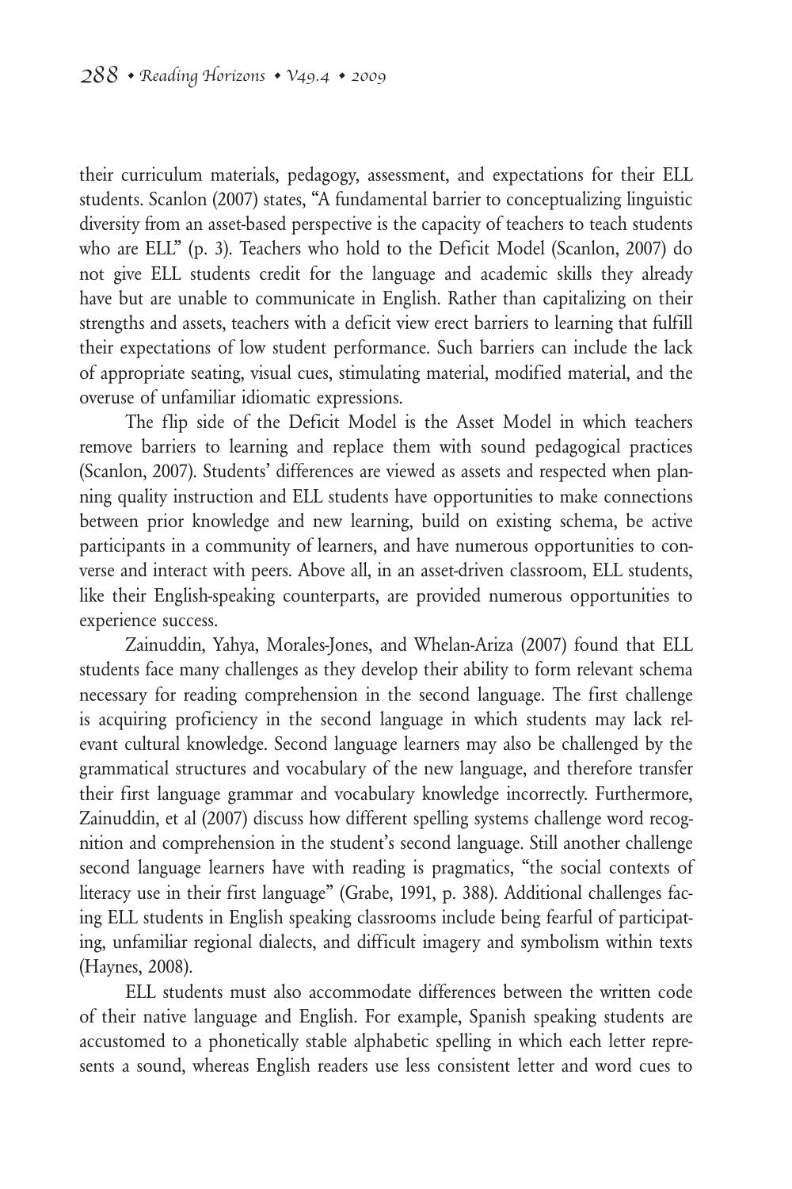their curriculum materials, pedagogy, assessment, and expectations for their ELL students. Scanlon (2007) states, "A fundamental barrier to conceptualizing linguistic diversity from an asset-based perspective is the capacity of teachers to teach students who are ELL" (p. 3). Teachers who hold to the Deficit Model (Scanlon, 2007) do not give ELL students credit for the language and academic skills they already have but are unable to communicate in English. Rather than capitalizing on their strengths and assets, teachers with a deficit view erect barriers to learning that fulfill their expectations of low student performance. Such barriers can include the lack of appropriate seating, visual cues, stimulating material, modified material, and the overuse of unfamiliar idiomatic expressions.

The flip side of the Deficit Model is the Asset Model in which teachers remove barriers to learning and replace them with sound pedagogical practices (Scanlon, 2007). Students' differences are viewed as assets and respected when planning quality instruction and ELL students have opportunities to make connections between prior knowledge and new learning, build on existing schema, be active participants in a community of learners, and have numerous opportunities to converse and interact with peers. Above all, in an asset-driven classroom, ELL students, like their English-speaking counterparts, are provided numerous opportunities to experience success.

Zainuddin, Yahya, Morales-Jones, and Whelan-Ariza (2007) found that ELL students face many challenges as they develop their ability to form relevant schema necessary for reading comprehension in the second language. The first challenge is acquiring proficiency in the second language in which students may lack relevant cultural knowledge. Second language learners may also be challenged by the grammatical structures and vocabulary of the new language, and therefore transfer their first language grammar and vocabulary knowledge incorrectly. Furthermore, Zainuddin, et al (2007) discuss how different spelling systems challenge word recognition and comprehension in the student's second language. Still another challenge second language learners have with reading is pragmatics, "the social contexts of literacy use in their first language" (Grabe, 1991, p. 388). Additional challenges facing ELL students in English speaking classrooms include being fearful of participating, unfamiliar regional dialects, and difficult imagery and symbolism within texts (Haynes, 2008).

ELL students must also accommodate differences between the written code of their native language and English. For example, Spanish speaking students are accustomed to a phonetically stable alphabetic spelling in which each letter represents a sound, whereas English readers use less consistent letter and word cues to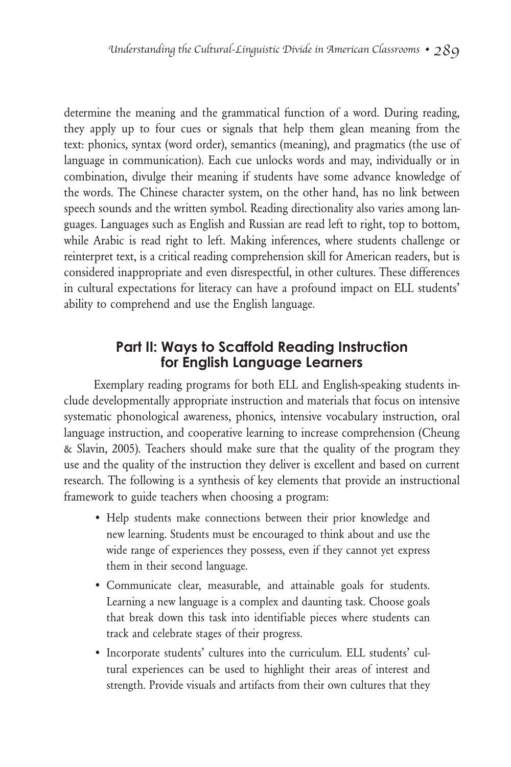determine the meaning and the grammatical function of a word. During reading, they apply up to four cues or signals that help them glean meaning from the text: phonics, syntax (word order), semantics (meaning), and pragmatics (the use of language in communication). Each cue unlocks words and may, individually or in combination, divulge their meaning if students have some advance knowledge of the words. The Chinese character system, on the other hand, has no link between speech sounds and the written symbol. Reading directionality also varies among languages. Languages such as English and Russian are read left to right, top to bottom, while Arabic is read right to left. Making inferences, where students challenge or reinterpret text, is a critical reading comprehension skill for American readers, but is considered inappropriate and even disrespectful, in other cultures. These differences in cultural expectations for literacy can have a profound impact on ELL students' ability to comprehend and use the English language.

## Part II: Ways to Scaffold Reading Instruction for English Language Learners

Exemplary reading programs for both ELL and English-speaking students include developmentally appropriate instruction and materials that focus on intensive systematic phonological awareness, phonics, intensive vocabulary instruction, oral language instruction, and cooperative learning to increase comprehension (Cheung & Slavin, 2005). Teachers should make sure that the quality of the program they use and the quality of the instruction they deliver is excellent and based on current research. The following is a synthesis of key elements that provide an instructional framework to guide teachers when choosing a program:

- Help students make connections between their prior knowledge and new learning. Students must be encouraged to think about and use the wide range of experiences they possess, even if they cannot yet express them in their second language.
- Communicate clear, measurable, and attainable goals for students. Learning a new language is a complex and daunting task. Choose goals that break down this task into identifiable pieces where students can track and celebrate stages of their progress.
- Incorporate students' cultures into the curriculum. ELL students' cultural experiences can be used to highlight their areas of interest and strength. Provide visuals and artifacts from their own cultures that they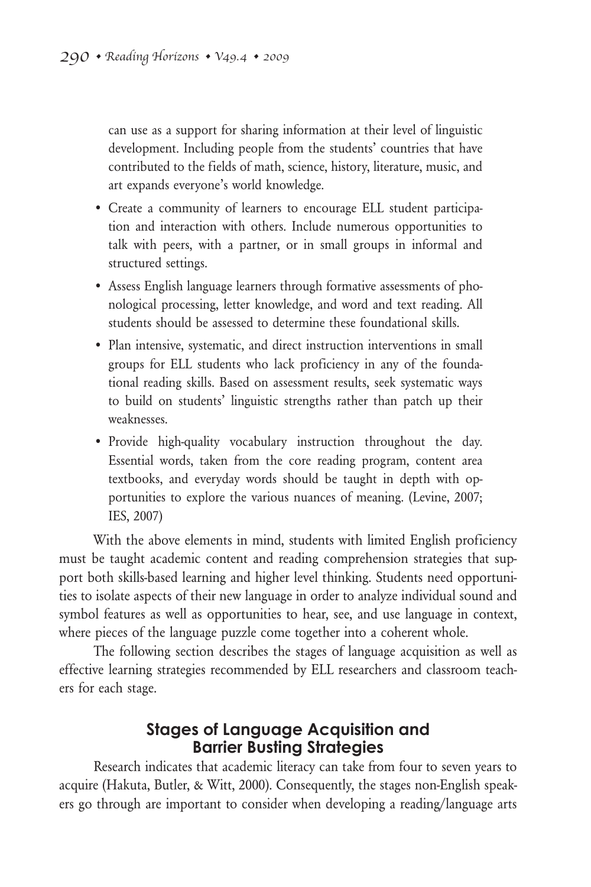can use as a support for sharing information at their level of linguistic development. Including people from the students' countries that have contributed to the fields of math, science, history, literature, music, and art expands everyone's world knowledge.

- Create a community of learners to encourage ELL student participation and interaction with others. Include numerous opportunities to talk with peers, with a partner, or in small groups in informal and structured settings.
- Assess English language learners through formative assessments of phonological processing, letter knowledge, and word and text reading. All students should be assessed to determine these foundational skills.
- Plan intensive, systematic, and direct instruction interventions in small groups for ELL students who lack proficiency in any of the foundational reading skills. Based on assessment results, seek systematic ways to build on students' linguistic strengths rather than patch up their weaknesses.
- Provide high-quality vocabulary instruction throughout the day. Essential words, taken from the core reading program, content area textbooks, and everyday words should be taught in depth with opportunities to explore the various nuances of meaning. (Levine, 2007; IES, 2007)

With the above elements in mind, students with limited English proficiency must be taught academic content and reading comprehension strategies that support both skills-based learning and higher level thinking. Students need opportunities to isolate aspects of their new language in order to analyze individual sound and symbol features as well as opportunities to hear, see, and use language in context, where pieces of the language puzzle come together into a coherent whole.

The following section describes the stages of language acquisition as well as effective learning strategies recommended by ELL researchers and classroom teachers for each stage.

## Stages of Language Acquisition and Barrier Busting Strategies

Research indicates that academic literacy can take from four to seven years to acquire (Hakuta, Butler, & Witt, 2000). Consequently, the stages non-English speakers go through are important to consider when developing a reading/language arts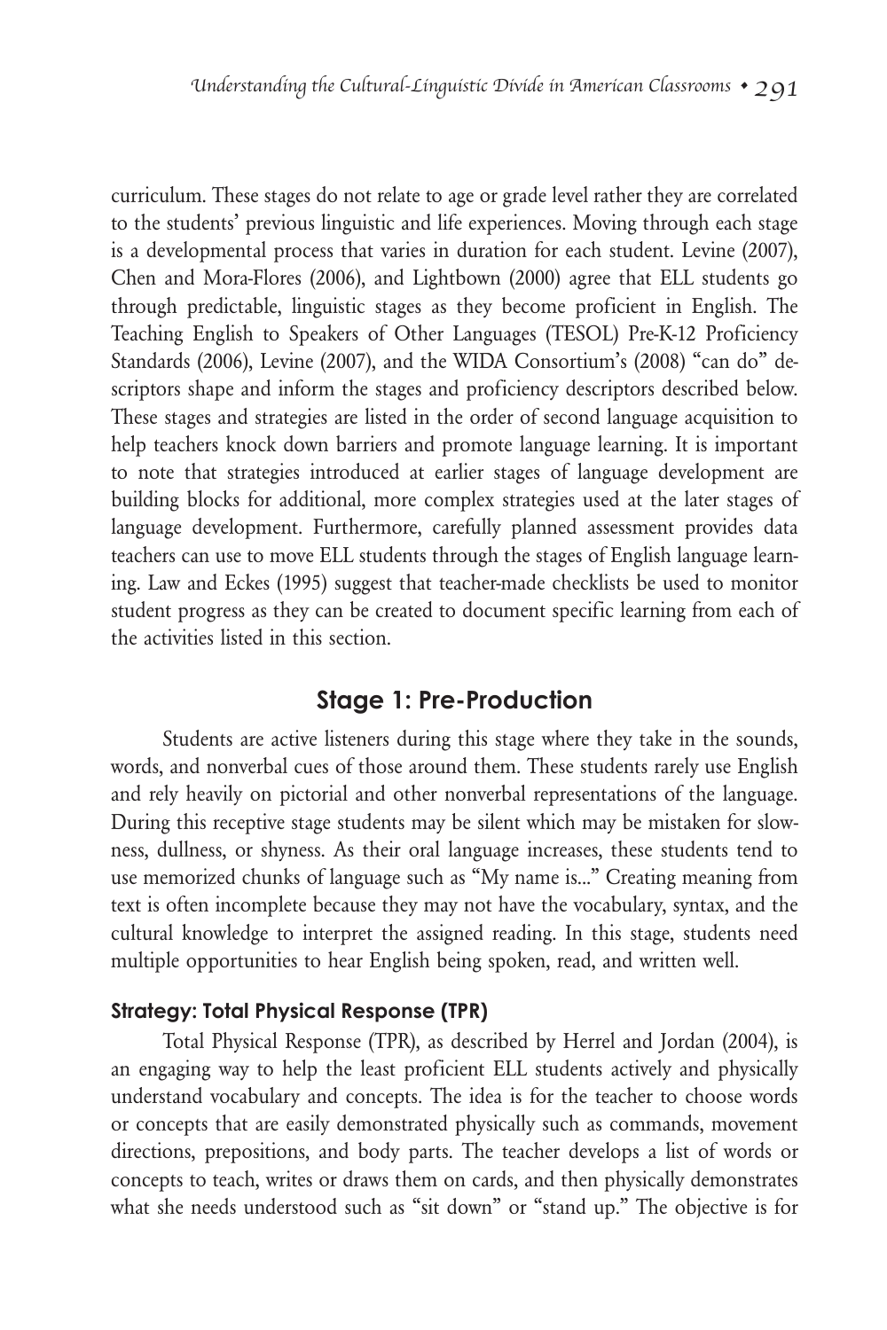curriculum. These stages do not relate to age or grade level rather they are correlated to the students' previous linguistic and life experiences. Moving through each stage is a developmental process that varies in duration for each student. Levine (2007), Chen and Mora-Flores (2006), and Lightbown (2000) agree that ELL students go through predictable, linguistic stages as they become proficient in English. The Teaching English to Speakers of Other Languages (TESOL) Pre-K-12 Proficiency Standards (2006), Levine (2007), and the WIDA Consortium's (2008) "can do" descriptors shape and inform the stages and proficiency descriptors described below. These stages and strategies are listed in the order of second language acquisition to help teachers knock down barriers and promote language learning. It is important to note that strategies introduced at earlier stages of language development are building blocks for additional, more complex strategies used at the later stages of language development. Furthermore, carefully planned assessment provides data teachers can use to move ELL students through the stages of English language learning. Law and Eckes (1995) suggest that teacher-made checklists be used to monitor student progress as they can be created to document specific learning from each of the activities listed in this section.

## Stage 1: Pre-Production

Students are active listeners during this stage where they take in the sounds, words, and nonverbal cues of those around them. These students rarely use English and rely heavily on pictorial and other nonverbal representations of the language. During this receptive stage students may be silent which may be mistaken for slowness, dullness, or shyness. As their oral language increases, these students tend to use memorized chunks of language such as "My name is..." Creating meaning from text is often incomplete because they may not have the vocabulary, syntax, and the cultural knowledge to interpret the assigned reading. In this stage, students need multiple opportunities to hear English being spoken, read, and written well.

### Strategy: Total Physical Response (TPR)

Total Physical Response (TPR), as described by Herrel and Jordan (2004), is an engaging way to help the least proficient ELL students actively and physically understand vocabulary and concepts. The idea is for the teacher to choose words or concepts that are easily demonstrated physically such as commands, movement directions, prepositions, and body parts. The teacher develops a list of words or concepts to teach, writes or draws them on cards, and then physically demonstrates what she needs understood such as "sit down" or "stand up." The objective is for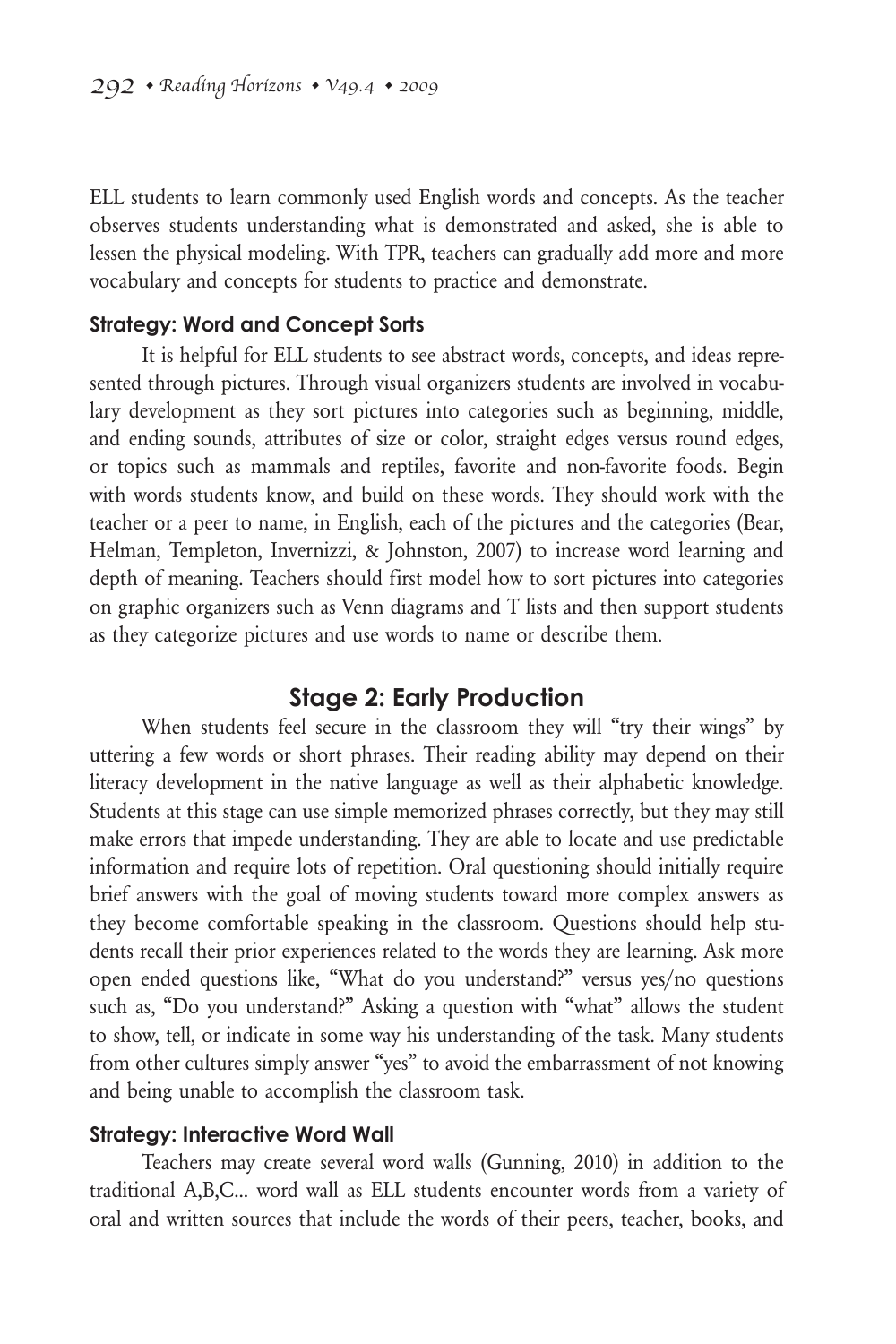ELL students to learn commonly used English words and concepts. As the teacher observes students understanding what is demonstrated and asked, she is able to lessen the physical modeling. With TPR, teachers can gradually add more and more vocabulary and concepts for students to practice and demonstrate.

### Strategy: Word and Concept Sorts

It is helpful for ELL students to see abstract words, concepts, and ideas represented through pictures. Through visual organizers students are involved in vocabulary development as they sort pictures into categories such as beginning, middle, and ending sounds, attributes of size or color, straight edges versus round edges, or topics such as mammals and reptiles, favorite and non-favorite foods. Begin with words students know, and build on these words. They should work with the teacher or a peer to name, in English, each of the pictures and the categories (Bear, Helman, Templeton, Invernizzi, & Johnston, 2007) to increase word learning and depth of meaning. Teachers should first model how to sort pictures into categories on graphic organizers such as Venn diagrams and T lists and then support students as they categorize pictures and use words to name or describe them.

## Stage 2: Early Production

When students feel secure in the classroom they will "try their wings" by uttering a few words or short phrases. Their reading ability may depend on their literacy development in the native language as well as their alphabetic knowledge. Students at this stage can use simple memorized phrases correctly, but they may still make errors that impede understanding. They are able to locate and use predictable information and require lots of repetition. Oral questioning should initially require brief answers with the goal of moving students toward more complex answers as they become comfortable speaking in the classroom. Questions should help students recall their prior experiences related to the words they are learning. Ask more open ended questions like, "What do you understand?" versus yes/no questions such as, "Do you understand?" Asking a question with "what" allows the student to show, tell, or indicate in some way his understanding of the task. Many students from other cultures simply answer "yes" to avoid the embarrassment of not knowing and being unable to accomplish the classroom task.

### Strategy: Interactive Word Wall

Teachers may create several word walls (Gunning, 2010) in addition to the traditional A,B,C... word wall as ELL students encounter words from a variety of oral and written sources that include the words of their peers, teacher, books, and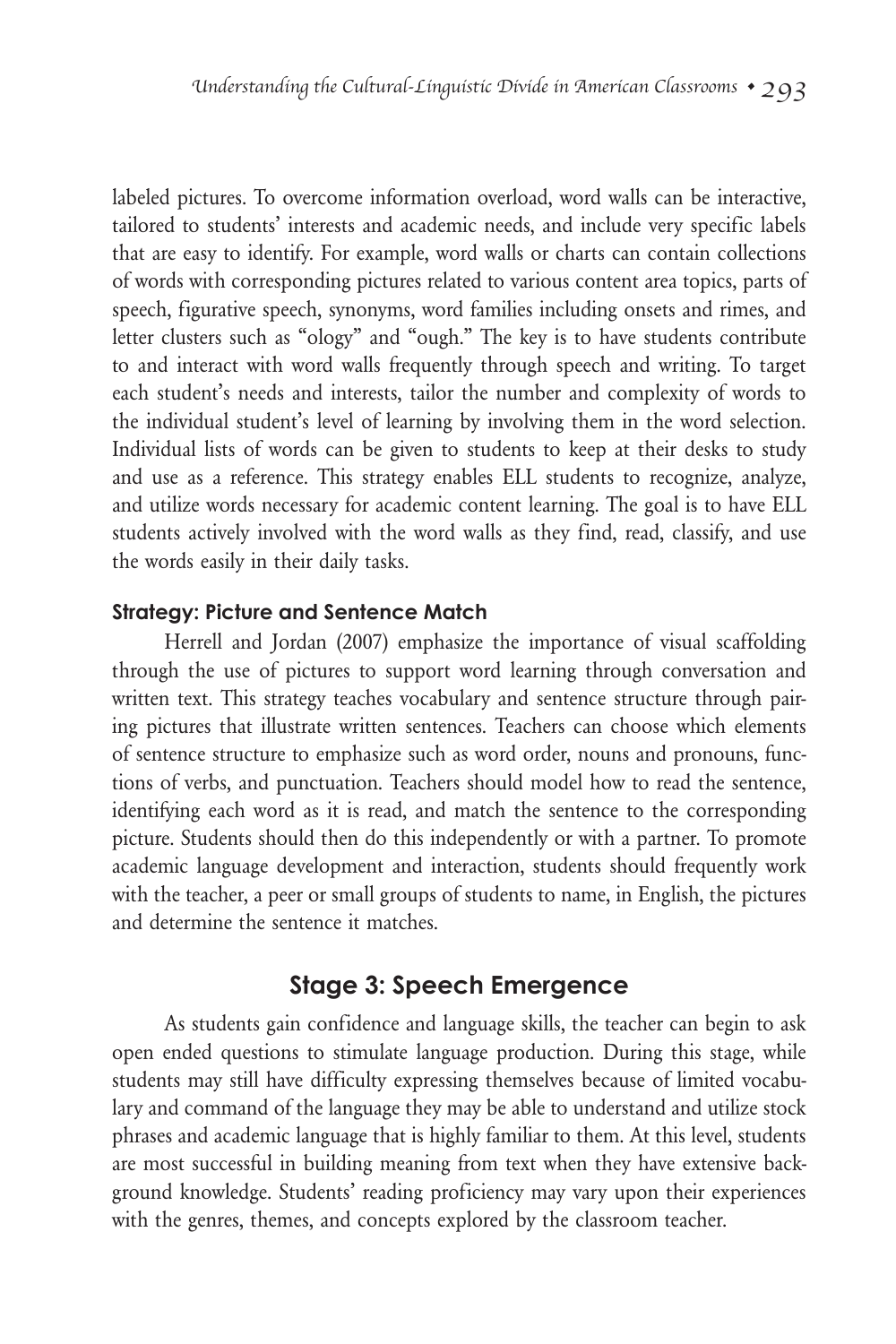labeled pictures. To overcome information overload, word walls can be interactive, tailored to students' interests and academic needs, and include very specific labels that are easy to identify. For example, word walls or charts can contain collections of words with corresponding pictures related to various content area topics, parts of speech, figurative speech, synonyms, word families including onsets and rimes, and letter clusters such as "ology" and "ough." The key is to have students contribute to and interact with word walls frequently through speech and writing. To target each student's needs and interests, tailor the number and complexity of words to the individual student's level of learning by involving them in the word selection. Individual lists of words can be given to students to keep at their desks to study and use as a reference. This strategy enables ELL students to recognize, analyze, and utilize words necessary for academic content learning. The goal is to have ELL students actively involved with the word walls as they find, read, classify, and use the words easily in their daily tasks.

#### Strategy: Picture and Sentence Match

Herrell and Jordan (2007) emphasize the importance of visual scaffolding through the use of pictures to support word learning through conversation and written text. This strategy teaches vocabulary and sentence structure through pairing pictures that illustrate written sentences. Teachers can choose which elements of sentence structure to emphasize such as word order, nouns and pronouns, functions of verbs, and punctuation. Teachers should model how to read the sentence, identifying each word as it is read, and match the sentence to the corresponding picture. Students should then do this independently or with a partner. To promote academic language development and interaction, students should frequently work with the teacher, a peer or small groups of students to name, in English, the pictures and determine the sentence it matches.

### Stage 3: Speech Emergence

As students gain confidence and language skills, the teacher can begin to ask open ended questions to stimulate language production. During this stage, while students may still have difficulty expressing themselves because of limited vocabulary and command of the language they may be able to understand and utilize stock phrases and academic language that is highly familiar to them. At this level, students are most successful in building meaning from text when they have extensive background knowledge. Students' reading proficiency may vary upon their experiences with the genres, themes, and concepts explored by the classroom teacher.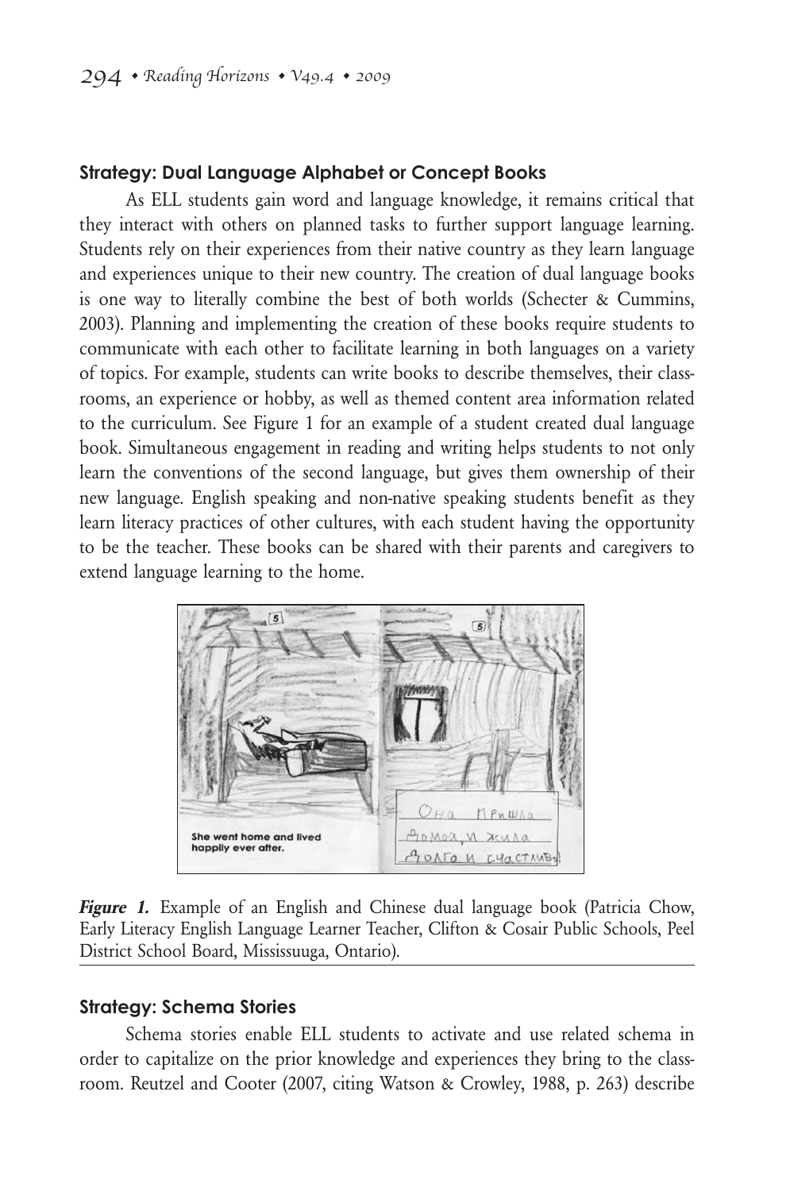### Strategy: Dual Language Alphabet or Concept Books

As ELL students gain word and language knowledge, it remains critical that they interact with others on planned tasks to further support language learning. Students rely on their experiences from their native country as they learn language and experiences unique to their new country. The creation of dual language books is one way to literally combine the best of both worlds (Schecter & Cummins, 2003). Planning and implementing the creation of these books require students to communicate with each other to facilitate learning in both languages on a variety of topics. For example, students can write books to describe themselves, their classrooms, an experience or hobby, as well as themed content area information related to the curriculum. See Figure 1 for an example of a student created dual language book. Simultaneous engagement in reading and writing helps students to not only learn the conventions of the second language, but gives them ownership of their new language. English speaking and non-native speaking students benefit as they learn literacy practices of other cultures, with each student having the opportunity to be the teacher. These books can be shared with their parents and caregivers to extend language learning to the home.

*Figure 1.* Example of an English and Chinese dual language book (Patricia Chow, Early Literacy English Language Learner Teacher, Clifton & Cosair Public Schools, Peel District School Board, Mississuuga, Ontario).

### Strategy: Schema Stories

Schema stories enable ELL students to activate and use related schema in order to capitalize on the prior knowledge and experiences they bring to the classroom. Reutzel and Cooter (2007, citing Watson & Crowley, 1988, p. 263) describe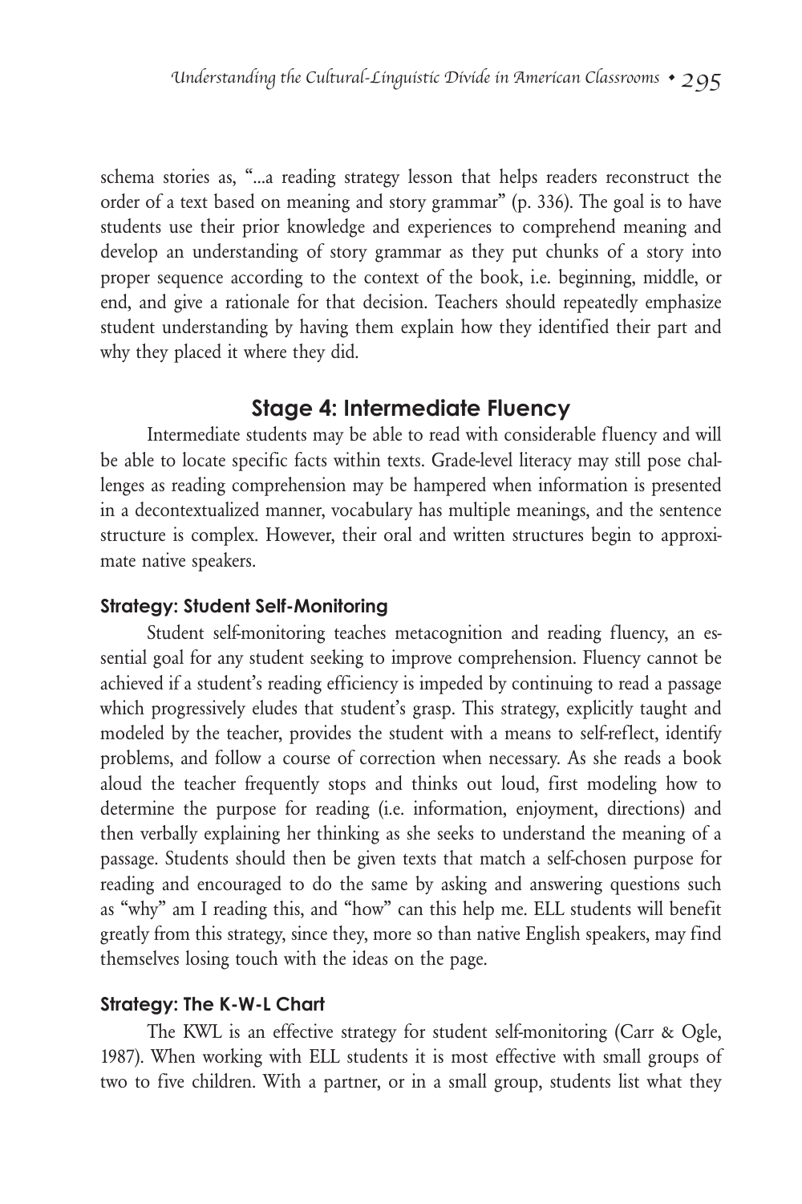schema stories as, "...a reading strategy lesson that helps readers reconstruct the order of a text based on meaning and story grammar" (p. 336). The goal is to have students use their prior knowledge and experiences to comprehend meaning and develop an understanding of story grammar as they put chunks of a story into proper sequence according to the context of the book, i.e. beginning, middle, or end, and give a rationale for that decision. Teachers should repeatedly emphasize student understanding by having them explain how they identified their part and why they placed it where they did.

## Stage 4: Intermediate Fluency

Intermediate students may be able to read with considerable fluency and will be able to locate specific facts within texts. Grade-level literacy may still pose challenges as reading comprehension may be hampered when information is presented in a decontextualized manner, vocabulary has multiple meanings, and the sentence structure is complex. However, their oral and written structures begin to approximate native speakers.

### Strategy: Student Self-Monitoring

Student self-monitoring teaches metacognition and reading fluency, an essential goal for any student seeking to improve comprehension. Fluency cannot be achieved if a student's reading efficiency is impeded by continuing to read a passage which progressively eludes that student's grasp. This strategy, explicitly taught and modeled by the teacher, provides the student with a means to self-reflect, identify problems, and follow a course of correction when necessary. As she reads a book aloud the teacher frequently stops and thinks out loud, first modeling how to determine the purpose for reading (i.e. information, enjoyment, directions) and then verbally explaining her thinking as she seeks to understand the meaning of a passage. Students should then be given texts that match a self-chosen purpose for reading and encouraged to do the same by asking and answering questions such as "why" am I reading this, and "how" can this help me. ELL students will benefit greatly from this strategy, since they, more so than native English speakers, may find themselves losing touch with the ideas on the page.

### Strategy: The K-W-L Chart

The KWL is an effective strategy for student self-monitoring (Carr & Ogle, 1987). When working with ELL students it is most effective with small groups of two to five children. With a partner, or in a small group, students list what they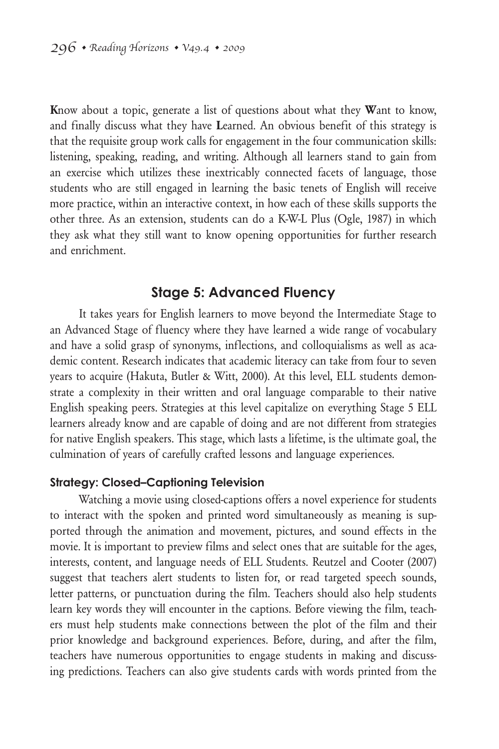**K**now about a topic, generate a list of questions about what they **W**ant to know, and finally discuss what they have **L**earned. An obvious benefit of this strategy is that the requisite group work calls for engagement in the four communication skills: listening, speaking, reading, and writing. Although all learners stand to gain from an exercise which utilizes these inextricably connected facets of language, those students who are still engaged in learning the basic tenets of English will receive more practice, within an interactive context, in how each of these skills supports the other three. As an extension, students can do a K-W-L Plus (Ogle, 1987) in which they ask what they still want to know opening opportunities for further research and enrichment.

## Stage 5: Advanced Fluency

It takes years for English learners to move beyond the Intermediate Stage to an Advanced Stage of fluency where they have learned a wide range of vocabulary and have a solid grasp of synonyms, inflections, and colloquialisms as well as academic content. Research indicates that academic literacy can take from four to seven years to acquire (Hakuta, Butler & Witt, 2000). At this level, ELL students demonstrate a complexity in their written and oral language comparable to their native English speaking peers. Strategies at this level capitalize on everything Stage 5 ELL learners already know and are capable of doing and are not different from strategies for native English speakers. This stage, which lasts a lifetime, is the ultimate goal, the culmination of years of carefully crafted lessons and language experiences.

### Strategy: Closed–Captioning Television

Watching a movie using closed-captions offers a novel experience for students to interact with the spoken and printed word simultaneously as meaning is supported through the animation and movement, pictures, and sound effects in the movie. It is important to preview films and select ones that are suitable for the ages, interests, content, and language needs of ELL Students. Reutzel and Cooter (2007) suggest that teachers alert students to listen for, or read targeted speech sounds, letter patterns, or punctuation during the film. Teachers should also help students learn key words they will encounter in the captions. Before viewing the film, teachers must help students make connections between the plot of the film and their prior knowledge and background experiences. Before, during, and after the film, teachers have numerous opportunities to engage students in making and discussing predictions. Teachers can also give students cards with words printed from the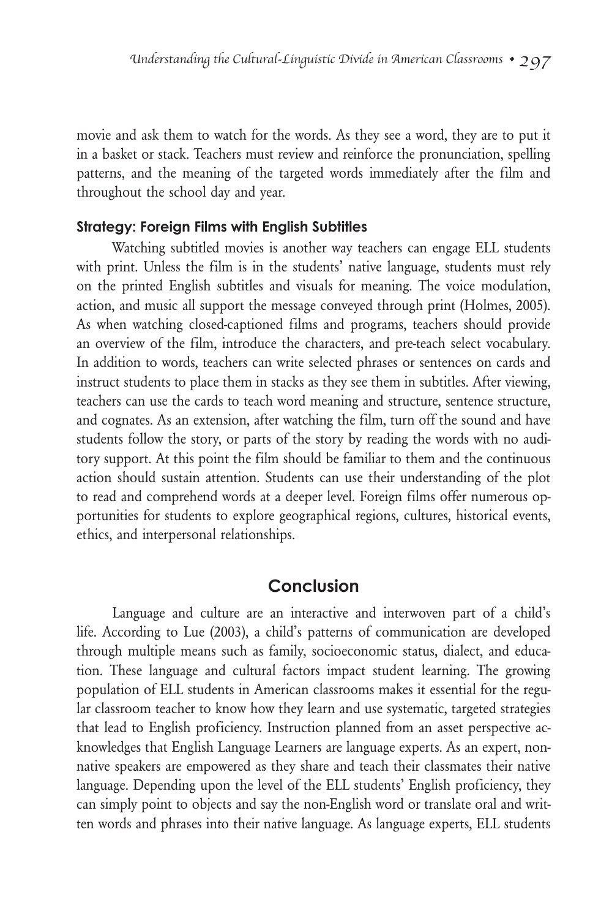movie and ask them to watch for the words. As they see a word, they are to put it in a basket or stack. Teachers must review and reinforce the pronunciation, spelling patterns, and the meaning of the targeted words immediately after the film and throughout the school day and year.

#### Strategy: Foreign Films with English Subtitles

Watching subtitled movies is another way teachers can engage ELL students with print. Unless the film is in the students' native language, students must rely on the printed English subtitles and visuals for meaning. The voice modulation, action, and music all support the message conveyed through print (Holmes, 2005). As when watching closed-captioned films and programs, teachers should provide an overview of the film, introduce the characters, and pre-teach select vocabulary. In addition to words, teachers can write selected phrases or sentences on cards and instruct students to place them in stacks as they see them in subtitles. After viewing, teachers can use the cards to teach word meaning and structure, sentence structure, and cognates. As an extension, after watching the film, turn off the sound and have students follow the story, or parts of the story by reading the words with no auditory support. At this point the film should be familiar to them and the continuous action should sustain attention. Students can use their understanding of the plot to read and comprehend words at a deeper level. Foreign films offer numerous opportunities for students to explore geographical regions, cultures, historical events, ethics, and interpersonal relationships.

## Conclusion

Language and culture are an interactive and interwoven part of a child's life. According to Lue (2003), a child's patterns of communication are developed through multiple means such as family, socioeconomic status, dialect, and education. These language and cultural factors impact student learning. The growing population of ELL students in American classrooms makes it essential for the regular classroom teacher to know how they learn and use systematic, targeted strategies that lead to English proficiency. Instruction planned from an asset perspective acknowledges that English Language Learners are language experts. As an expert, non-native speakers are empowered as they share and teach their classmates their native language. Depending upon the level of the ELL students' English proficiency, they can simply point to objects and say the non-English word or translate oral and written words and phrases into their native language. As language experts, ELL students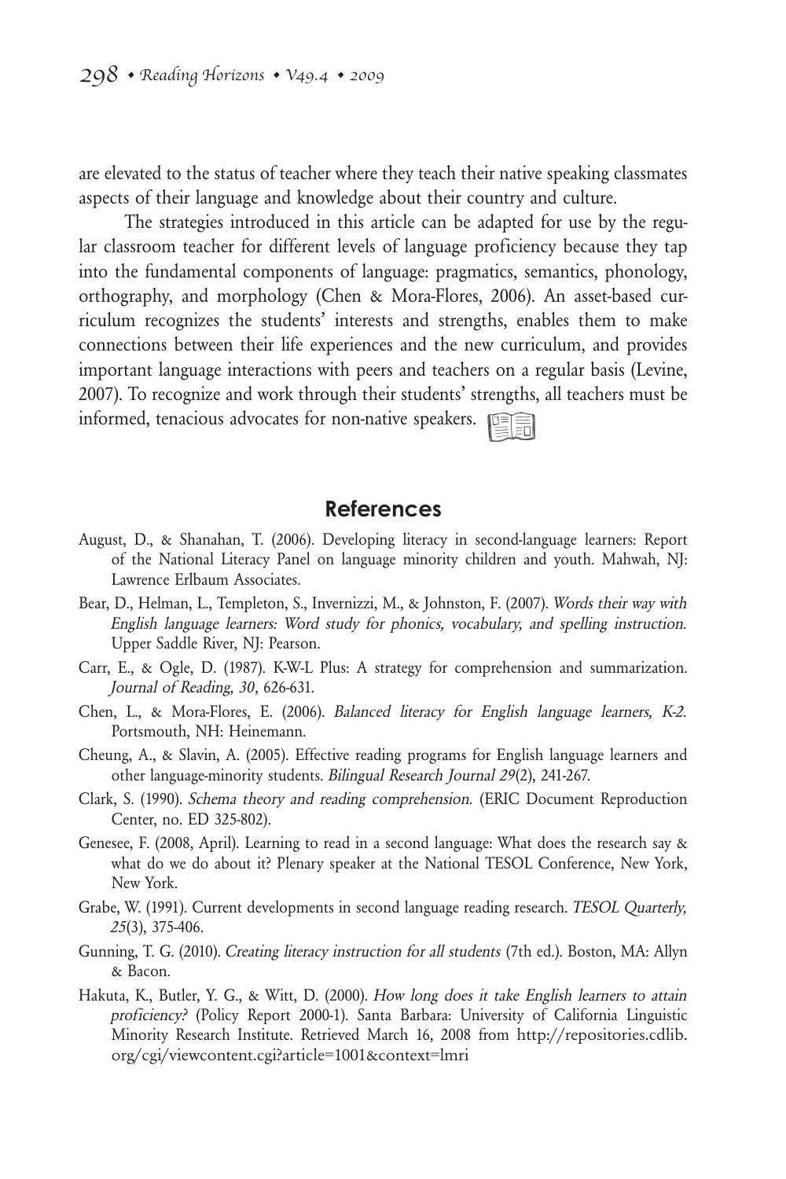are elevated to the status of teacher where they teach their native speaking classmates aspects of their language and knowledge about their country and culture.

The strategies introduced in this article can be adapted for use by the regular classroom teacher for different levels of language proficiency because they tap into the fundamental components of language: pragmatics, semantics, phonology, orthography, and morphology (Chen & Mora-Flores, 2006). An asset-based curriculum recognizes the students' interests and strengths, enables them to make connections between their life experiences and the new curriculum, and provides important language interactions with peers and teachers on a regular basis (Levine, 2007). To recognize and work through their students' strengths, all teachers must be informed, tenacious advocates for non-native speakers.

## References

August, D., & Shanahan, T. (2006). Developing literacy in second-language learners: Report of the National Literacy Panel on language minority children and youth. Mahwah, NJ: Lawrence Erlbaum Associates.

Bear, D., Helman, L., Templeton, S., Invernizzi, M., & Johnston, F. (2007). *Words their way with English language learners: Word study for phonics, vocabulary, and spelling instruction.* Upper Saddle River, NJ: Pearson.

Carr, E., & Ogle, D. (1987). K-W-L Plus: A strategy for comprehension and summarization. *Journal of Reading, 30*, 626-631.

Chen, L., & Mora-Flores, E. (2006). *Balanced literacy for English language learners, K-2.* Portsmouth, NH: Heinemann.

Cheung, A., & Slavin, A. (2005). Effective reading programs for English language learners and other language-minority students. *Bilingual Research Journal 29*(2), 241-267.

Clark, S. (1990). *Schema theory and reading comprehension.* (ERIC Document Reproduction Center, no. ED 325-802).

Genesee, F. (2008, April). Learning to read in a second language: What does the research say & what do we do about it? Plenary speaker at the National TESOL Conference, New York, New York.

Grabe, W. (1991). Current developments in second language reading research. *TESOL Quarterly, 25*(3), 375-406.

Gunning, T. G. (2010). *Creating literacy instruction for all students* (7th ed.). Boston, MA: Allyn & Bacon.

Hakuta, K., Butler, Y. G., & Witt, D. (2000). *How long does it take English learners to attain proficiency?* (Policy Report 2000-1). Santa Barbara: University of California Linguistic Minority Research Institute. Retrieved March 16, 2008 from http://repositories.cdlib.org/cgi/viewcontent.cgi?article=1001&context=lmri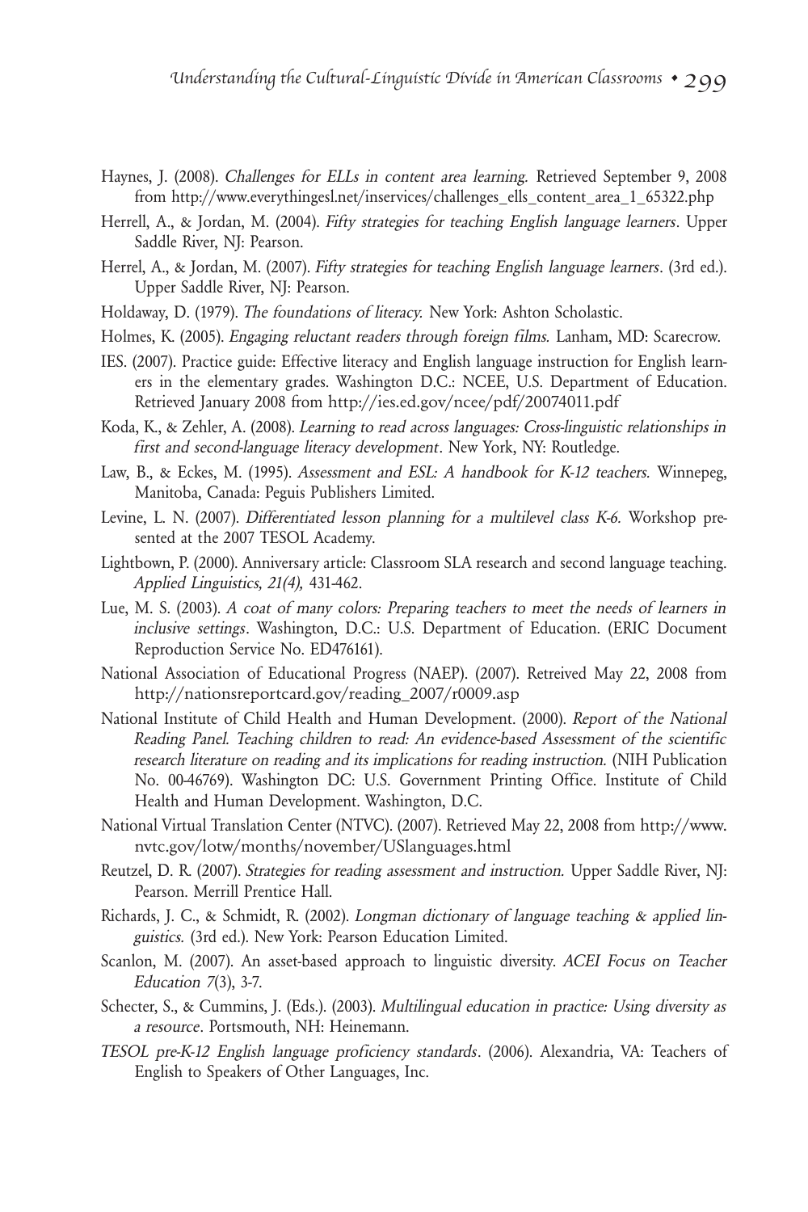Haynes, J. (2008). *Challenges for ELLs in content area learning.* Retrieved September 9, 2008 from http://www.everythingesl.net/inservices/challenges_ells_content_area_1_65322.php

Herrell, A., & Jordan, M. (2004). *Fifty strategies for teaching English language learners*. Upper Saddle River, NJ: Pearson.

Herrel, A., & Jordan, M. (2007). *Fifty strategies for teaching English language learners*. (3rd ed.). Upper Saddle River, NJ: Pearson.

Holdaway, D. (1979). *The foundations of literacy.* New York: Ashton Scholastic.

Holmes, K. (2005). *Engaging reluctant readers through foreign films.* Lanham, MD: Scarecrow.

IES. (2007). Practice guide: Effective literacy and English language instruction for English learners in the elementary grades. Washington D.C.: NCEE, U.S. Department of Education. Retrieved January 2008 from http://ies.ed.gov/ncee/pdf/20074011.pdf

Koda, K., & Zehler, A. (2008). *Learning to read across languages: Cross-linguistic relationships in first and second-language literacy development*. New York, NY: Routledge.

Law, B., & Eckes, M. (1995). *Assessment and ESL: A handbook for K-12 teachers.* Winnepeg, Manitoba, Canada: Peguis Publishers Limited.

Levine, L. N. (2007). *Differentiated lesson planning for a multilevel class K-6.* Workshop presented at the 2007 TESOL Academy.

Lightbown, P. (2000). Anniversary article: Classroom SLA research and second language teaching. *Applied Linguistics, 21(4),* 431-462.

Lue, M. S. (2003). *A coat of many colors: Preparing teachers to meet the needs of learners in inclusive settings*. Washington, D.C.: U.S. Department of Education. (ERIC Document Reproduction Service No. ED476161).

National Association of Educational Progress (NAEP). (2007). Retreived May 22, 2008 from http://nationsreportcard.gov/reading_2007/r0009.asp

National Institute of Child Health and Human Development. (2000). *Report of the National Reading Panel. Teaching children to read: An evidence-based Assessment of the scientific research literature on reading and its implications for reading instruction.* (NIH Publication No. 00-46769). Washington DC: U.S. Government Printing Office. Institute of Child Health and Human Development. Washington, D.C.

National Virtual Translation Center (NTVC). (2007). Retrieved May 22, 2008 from http://www.nvtc.gov/lotw/months/november/USlanguages.html

Reutzel, D. R. (2007). *Strategies for reading assessment and instruction.* Upper Saddle River, NJ: Pearson. Merrill Prentice Hall.

Richards, J. C., & Schmidt, R. (2002). *Longman dictionary of language teaching & applied linguistics.* (3rd ed.). New York: Pearson Education Limited.

Scanlon, M. (2007). An asset-based approach to linguistic diversity. *ACEI Focus on Teacher Education 7*(3), 3-7.

Schecter, S., & Cummins, J. (Eds.). (2003). *Multilingual education in practice: Using diversity as a resource*. Portsmouth, NH: Heinemann.

*TESOL pre-K-12 English language proficiency standards*. (2006). Alexandria, VA: Teachers of English to Speakers of Other Languages, Inc.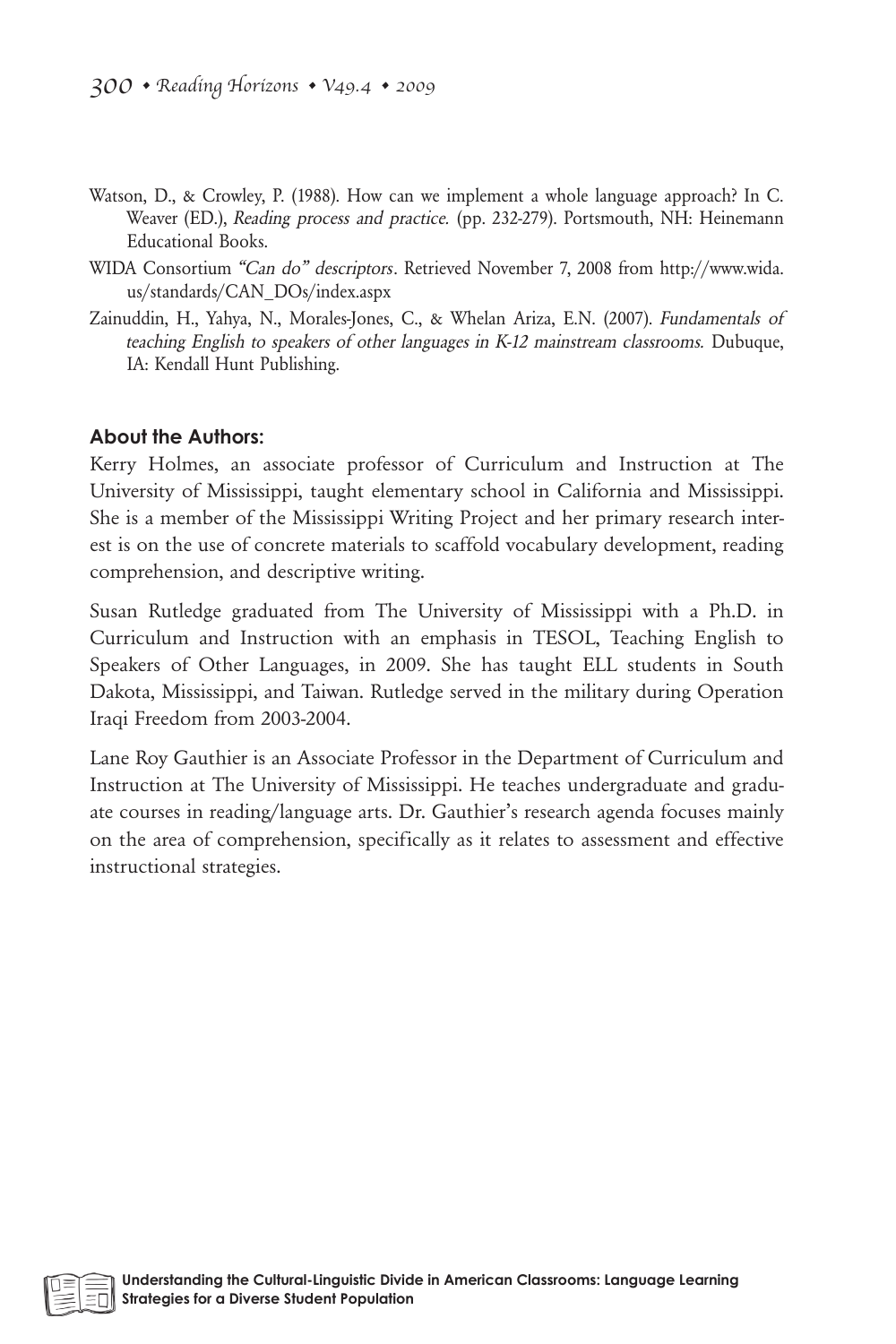Watson, D., & Crowley, P. (1988). How can we implement a whole language approach? In C. Weaver (ED.), *Reading process and practice.* (pp. 232-279). Portsmouth, NH: Heinemann Educational Books.

WIDA Consortium *"Can do" descriptors*. Retrieved November 7, 2008 from http://www.wida.us/standards/CAN_DOs/index.aspx

Zainuddin, H., Yahya, N., Morales-Jones, C., & Whelan Ariza, E.N. (2007). *Fundamentals of teaching English to speakers of other languages in K-12 mainstream classrooms.* Dubuque, IA: Kendall Hunt Publishing.

**About the Authors:**

Kerry Holmes, an associate professor of Curriculum and Instruction at The University of Mississippi, taught elementary school in California and Mississippi. She is a member of the Mississippi Writing Project and her primary research interest is on the use of concrete materials to scaffold vocabulary development, reading comprehension, and descriptive writing.

Susan Rutledge graduated from The University of Mississippi with a Ph.D. in Curriculum and Instruction with an emphasis in TESOL, Teaching English to Speakers of Other Languages, in 2009. She has taught ELL students in South Dakota, Mississippi, and Taiwan. Rutledge served in the military during Operation Iraqi Freedom from 2003-2004.

Lane Roy Gauthier is an Associate Professor in the Department of Curriculum and Instruction at The University of Mississippi. He teaches undergraduate and graduate courses in reading/language arts. Dr. Gauthier's research agenda focuses mainly on the area of comprehension, specifically as it relates to assessment and effective instructional strategies.